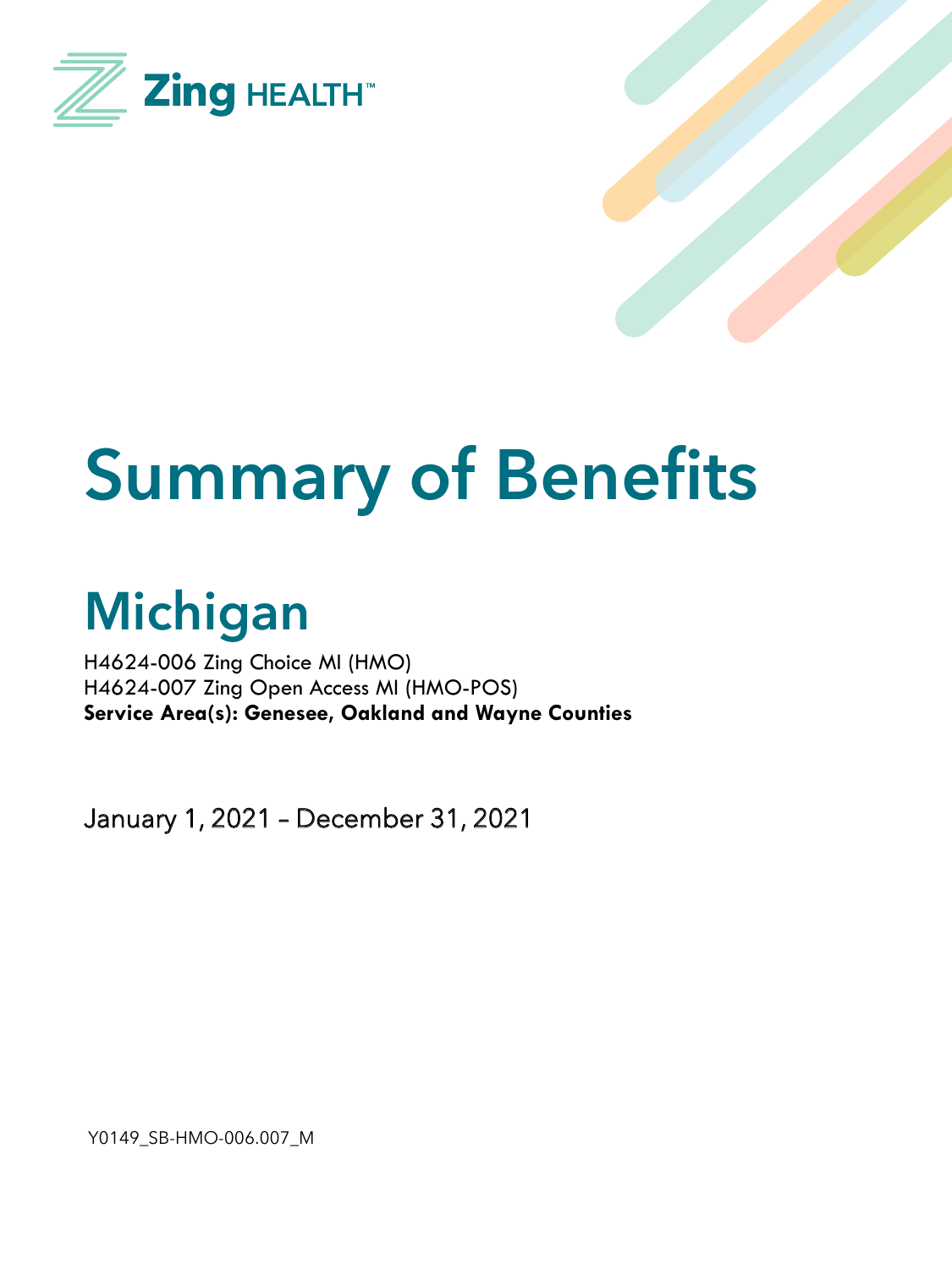Zing HEALTH™

# Summary of Benefits

## Michigan

H4624-006 Zing Choice MI (HMO)
H4624-007 Zing Open Access MI (HMO-POS)
**Service Area(s): Genesee, Oakland and Wayne Counties**

January 1, 2021 – December 31, 2021

Y0149_SB-HMO-006.007_M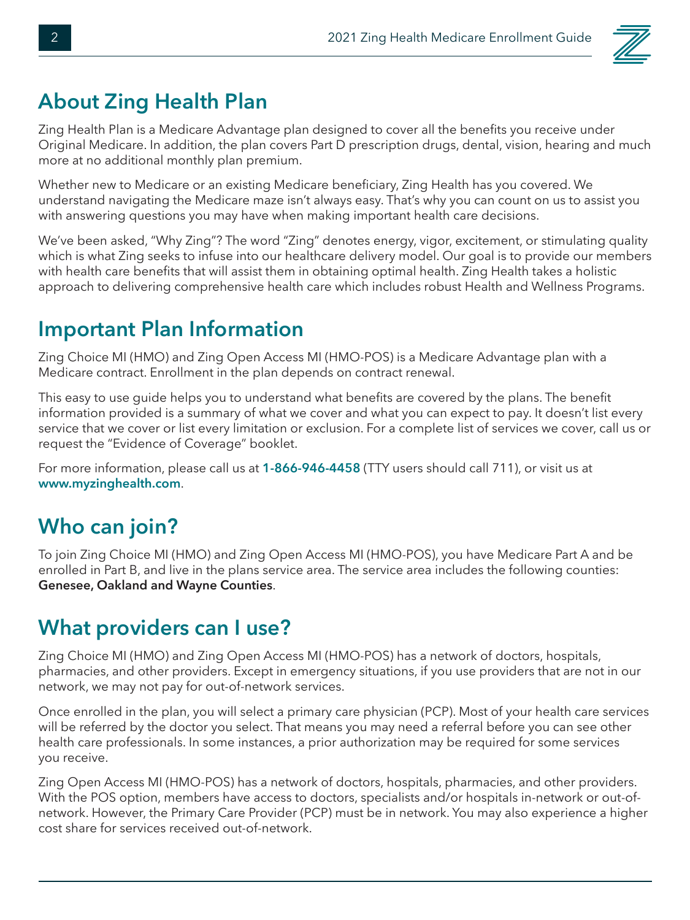## About Zing Health Plan

Zing Health Plan is a Medicare Advantage plan designed to cover all the benefits you receive under Original Medicare. In addition, the plan covers Part D prescription drugs, dental, vision, hearing and much more at no additional monthly plan premium.

Whether new to Medicare or an existing Medicare beneficiary, Zing Health has you covered. We understand navigating the Medicare maze isn't always easy. That's why you can count on us to assist you with answering questions you may have when making important health care decisions.

We've been asked, "Why Zing"? The word "Zing" denotes energy, vigor, excitement, or stimulating quality which is what Zing seeks to infuse into our healthcare delivery model. Our goal is to provide our members with health care benefits that will assist them in obtaining optimal health. Zing Health takes a holistic approach to delivering comprehensive health care which includes robust Health and Wellness Programs.

## Important Plan Information

Zing Choice MI (HMO) and Zing Open Access MI (HMO-POS) is a Medicare Advantage plan with a Medicare contract. Enrollment in the plan depends on contract renewal.

This easy to use guide helps you to understand what benefits are covered by the plans. The benefit information provided is a summary of what we cover and what you can expect to pay. It doesn't list every service that we cover or list every limitation or exclusion. For a complete list of services we cover, call us or request the "Evidence of Coverage" booklet.

For more information, please call us at **1-866-946-4458** (TTY users should call 711), or visit us at **www.myzinghealth.com**.

## Who can join?

To join Zing Choice MI (HMO) and Zing Open Access MI (HMO-POS), you have Medicare Part A and be enrolled in Part B, and live in the plans service area. The service area includes the following counties: **Genesee, Oakland and Wayne Counties**.

## What providers can I use?

Zing Choice MI (HMO) and Zing Open Access MI (HMO-POS) has a network of doctors, hospitals, pharmacies, and other providers. Except in emergency situations, if you use providers that are not in our network, we may not pay for out-of-network services.

Once enrolled in the plan, you will select a primary care physician (PCP). Most of your health care services will be referred by the doctor you select. That means you may need a referral before you can see other health care professionals. In some instances, a prior authorization may be required for some services you receive.

Zing Open Access MI (HMO-POS) has a network of doctors, hospitals, pharmacies, and other providers. With the POS option, members have access to doctors, specialists and/or hospitals in-network or out-of-network. However, the Primary Care Provider (PCP) must be in network. You may also experience a higher cost share for services received out-of-network.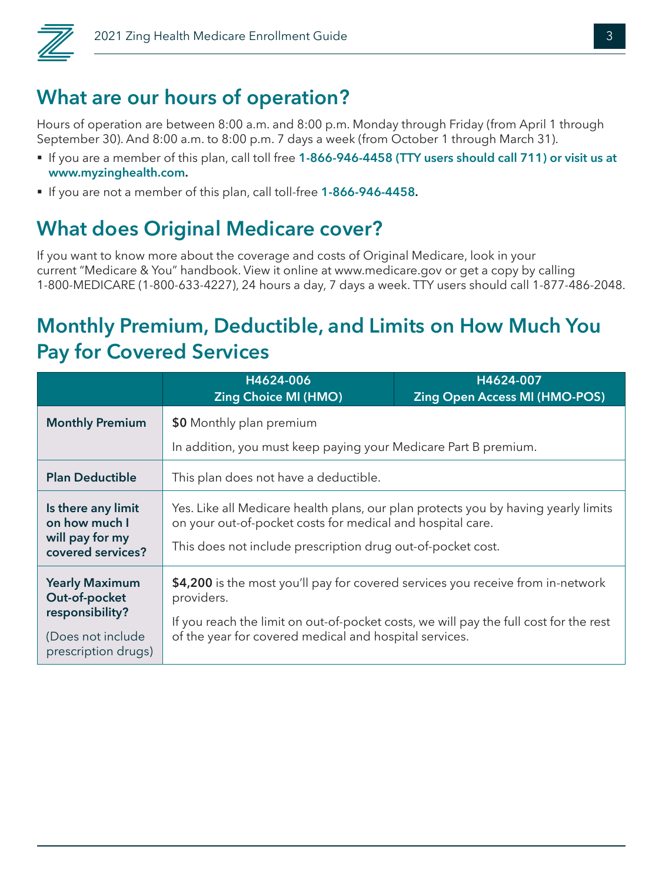## What are our hours of operation?

Hours of operation are between 8:00 a.m. and 8:00 p.m. Monday through Friday (from April 1 through September 30). And 8:00 a.m. to 8:00 p.m. 7 days a week (from October 1 through March 31).

- If you are a member of this plan, call toll free **1-866-946-4458 (TTY users should call 711) or visit us at www.myzinghealth.com.**
- If you are not a member of this plan, call toll-free **1-866-946-4458.**

## What does Original Medicare cover?

If you want to know more about the coverage and costs of Original Medicare, look in your current "Medicare & You" handbook. View it online at www.medicare.gov or get a copy by calling 1-800-MEDICARE (1-800-633-4227), 24 hours a day, 7 days a week. TTY users should call 1-877-486-2048.

## Monthly Premium, Deductible, and Limits on How Much You Pay for Covered Services

| | H4624-006 Zing Choice MI (HMO) | H4624-007 Zing Open Access MI (HMO-POS) |
|---|---|---|
| **Monthly Premium** | **$0** Monthly plan premium<br>In addition, you must keep paying your Medicare Part B premium. | |
| **Plan Deductible** | This plan does not have a deductible. | |
| **Is there any limit on how much I will pay for my covered services?** | Yes. Like all Medicare health plans, our plan protects you by having yearly limits on your out-of-pocket costs for medical and hospital care.<br>This does not include prescription drug out-of-pocket cost. | |
| **Yearly Maximum Out-of-pocket responsibility?**<br>(Does not include prescription drugs) | **$4,200** is the most you'll pay for covered services you receive from in-network providers.<br>If you reach the limit on out-of-pocket costs, we will pay the full cost for the rest of the year for covered medical and hospital services. | |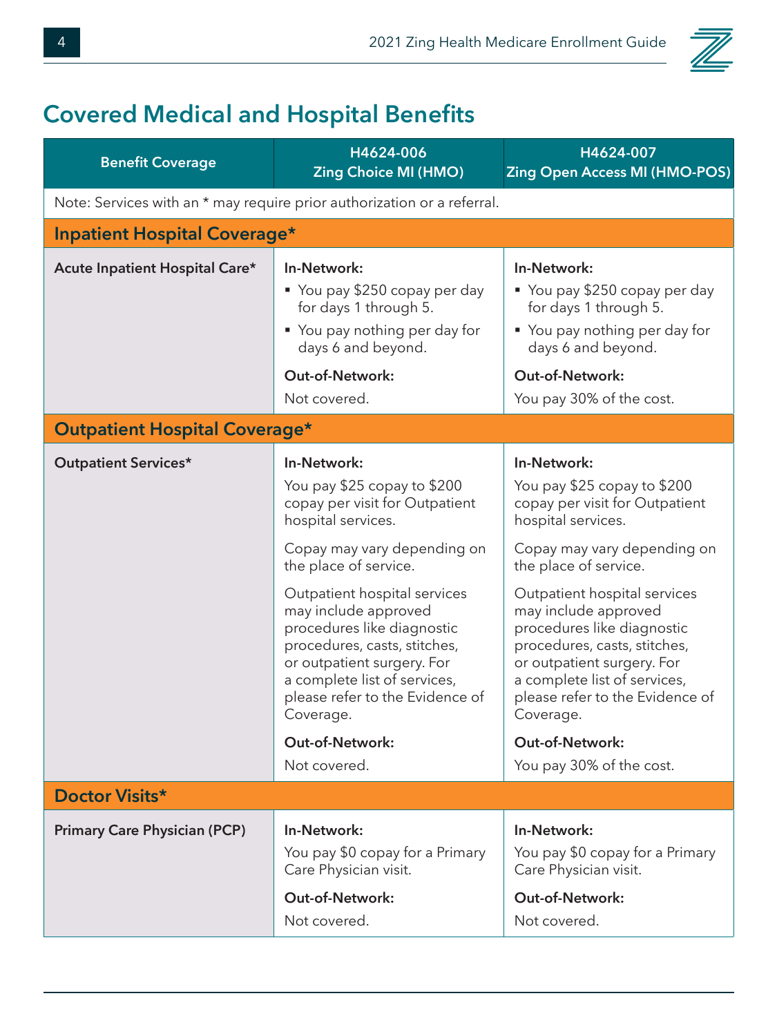# Covered Medical and Hospital Benefits

| Benefit Coverage | H4624-006 Zing Choice MI (HMO) | H4624-007 Zing Open Access MI (HMO-POS) |
|---|---|---|
| Note: Services with an * may require prior authorization or a referral. | | |
| **Inpatient Hospital Coverage*** | | |
| **Acute Inpatient Hospital Care*** | **In-Network:**<br>▪ You pay $250 copay per day for days 1 through 5.<br>▪ You pay nothing per day for days 6 and beyond.<br>**Out-of-Network:**<br>Not covered. | **In-Network:**<br>▪ You pay $250 copay per day for days 1 through 5.<br>▪ You pay nothing per day for days 6 and beyond.<br>**Out-of-Network:**<br>You pay 30% of the cost. |
| **Outpatient Hospital Coverage*** | | |
| **Outpatient Services*** | **In-Network:**<br>You pay $25 copay to $200 copay per visit for Outpatient hospital services.<br>Copay may vary depending on the place of service.<br>Outpatient hospital services may include approved procedures like diagnostic procedures, casts, stitches, or outpatient surgery. For a complete list of services, please refer to the Evidence of Coverage.<br>**Out-of-Network:**<br>Not covered. | **In-Network:**<br>You pay $25 copay to $200 copay per visit for Outpatient hospital services.<br>Copay may vary depending on the place of service.<br>Outpatient hospital services may include approved procedures like diagnostic procedures, casts, stitches, or outpatient surgery. For a complete list of services, please refer to the Evidence of Coverage.<br>**Out-of-Network:**<br>You pay 30% of the cost. |
| **Doctor Visits*** | | |
| **Primary Care Physician (PCP)** | **In-Network:**<br>You pay $0 copay for a Primary Care Physician visit.<br>**Out-of-Network:**<br>Not covered. | **In-Network:**<br>You pay $0 copay for a Primary Care Physician visit.<br>**Out-of-Network:**<br>Not covered. |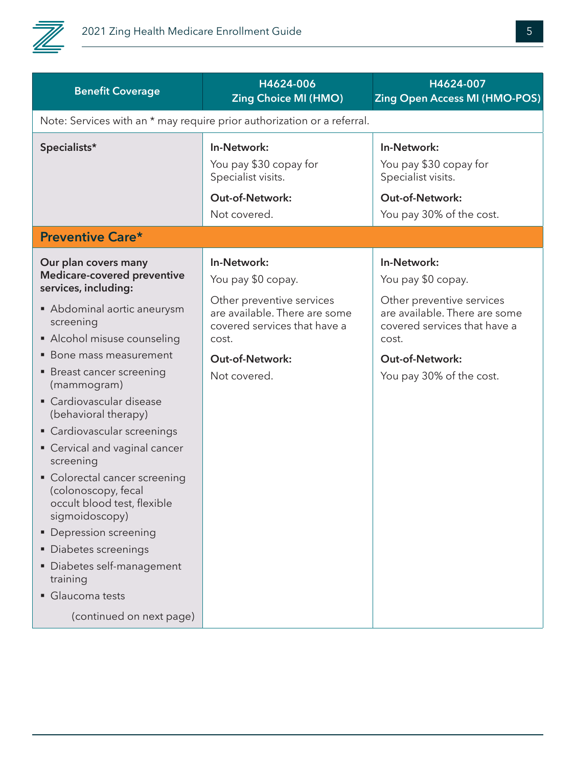| Benefit Coverage | H4624-006 Zing Choice MI (HMO) | H4624-007 Zing Open Access MI (HMO-POS) |
|---|---|---|
| Note: Services with an * may require prior authorization or a referral. | | |
| **Specialists*** | **In-Network:** You pay $30 copay for Specialist visits. **Out-of-Network:** Not covered. | **In-Network:** You pay $30 copay for Specialist visits. **Out-of-Network:** You pay 30% of the cost. |
| **Preventive Care*** | | |
| **Our plan covers many Medicare-covered preventive services, including:** <br>▪ Abdominal aortic aneurysm screening <br>▪ Alcohol misuse counseling <br>▪ Bone mass measurement <br>▪ Breast cancer screening (mammogram) <br>▪ Cardiovascular disease (behavioral therapy) <br>▪ Cardiovascular screenings <br>▪ Cervical and vaginal cancer screening <br>▪ Colorectal cancer screening (colonoscopy, fecal occult blood test, flexible sigmoidoscopy) <br>▪ Depression screening <br>▪ Diabetes screenings <br>▪ Diabetes self-management training <br>▪ Glaucoma tests <br>(continued on next page) | **In-Network:** You pay $0 copay. Other preventive services are available. There are some covered services that have a cost. **Out-of-Network:** Not covered. | **In-Network:** You pay $0 copay. Other preventive services are available. There are some covered services that have a cost. **Out-of-Network:** You pay 30% of the cost. |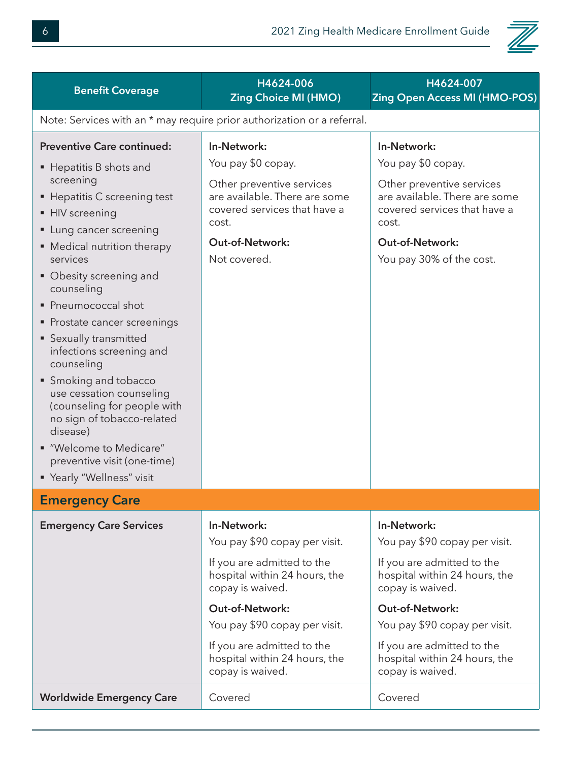| Benefit Coverage | H4624-006 Zing Choice MI (HMO) | H4624-007 Zing Open Access MI (HMO-POS) |
|---|---|---|
| Note: Services with an * may require prior authorization or a referral. | | |
| **Preventive Care continued:**<br>▪ Hepatitis B shots and screening<br>▪ Hepatitis C screening test<br>▪ HIV screening<br>▪ Lung cancer screening<br>▪ Medical nutrition therapy services<br>▪ Obesity screening and counseling<br>▪ Pneumococcal shot<br>▪ Prostate cancer screenings<br>▪ Sexually transmitted infections screening and counseling<br>▪ Smoking and tobacco use cessation counseling (counseling for people with no sign of tobacco-related disease)<br>▪ "Welcome to Medicare" preventive visit (one-time)<br>▪ Yearly "Wellness" visit | **In-Network:**<br>You pay $0 copay.<br>Other preventive services are available. There are some covered services that have a cost.<br>**Out-of-Network:**<br>Not covered. | **In-Network:**<br>You pay $0 copay.<br>Other preventive services are available. There are some covered services that have a cost.<br>**Out-of-Network:**<br>You pay 30% of the cost. |
| **Emergency Care** | | |
| **Emergency Care Services** | **In-Network:**<br>You pay $90 copay per visit.<br>If you are admitted to the hospital within 24 hours, the copay is waived.<br>**Out-of-Network:**<br>You pay $90 copay per visit.<br>If you are admitted to the hospital within 24 hours, the copay is waived. | **In-Network:**<br>You pay $90 copay per visit.<br>If you are admitted to the hospital within 24 hours, the copay is waived.<br>**Out-of-Network:**<br>You pay $90 copay per visit.<br>If you are admitted to the hospital within 24 hours, the copay is waived. |
| **Worldwide Emergency Care** | Covered | Covered |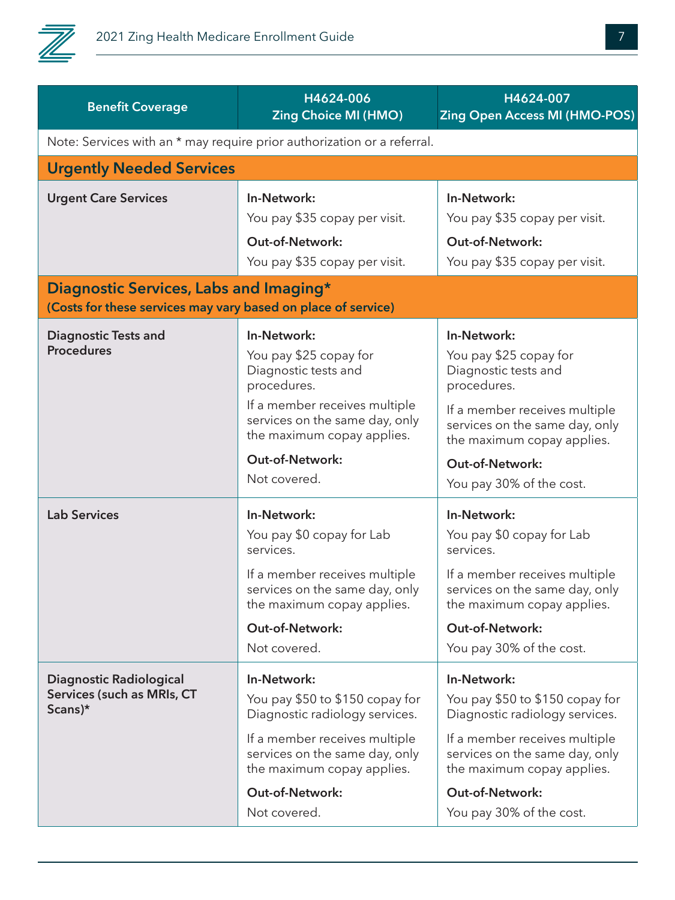| Benefit Coverage | H4624-006 Zing Choice MI (HMO) | H4624-007 Zing Open Access MI (HMO-POS) |
| --- | --- | --- |
| Note: Services with an * may require prior authorization or a referral. | | |
| **Urgently Needed Services** | | |
| **Urgent Care Services** | **In-Network:** You pay $35 copay per visit. **Out-of-Network:** You pay $35 copay per visit. | **In-Network:** You pay $35 copay per visit. **Out-of-Network:** You pay $35 copay per visit. |
| **Diagnostic Services, Labs and Imaging*** **(Costs for these services may vary based on place of service)** | | |
| **Diagnostic Tests and Procedures** | **In-Network:** You pay $25 copay for Diagnostic tests and procedures. If a member receives multiple services on the same day, only the maximum copay applies. **Out-of-Network:** Not covered. | **In-Network:** You pay $25 copay for Diagnostic tests and procedures. If a member receives multiple services on the same day, only the maximum copay applies. **Out-of-Network:** You pay 30% of the cost. |
| **Lab Services** | **In-Network:** You pay $0 copay for Lab services. If a member receives multiple services on the same day, only the maximum copay applies. **Out-of-Network:** Not covered. | **In-Network:** You pay $0 copay for Lab services. If a member receives multiple services on the same day, only the maximum copay applies. **Out-of-Network:** You pay 30% of the cost. |
| **Diagnostic Radiological Services (such as MRIs, CT Scans)*** | **In-Network:** You pay $50 to $150 copay for Diagnostic radiology services. If a member receives multiple services on the same day, only the maximum copay applies. **Out-of-Network:** Not covered. | **In-Network:** You pay $50 to $150 copay for Diagnostic radiology services. If a member receives multiple services on the same day, only the maximum copay applies. **Out-of-Network:** You pay 30% of the cost. |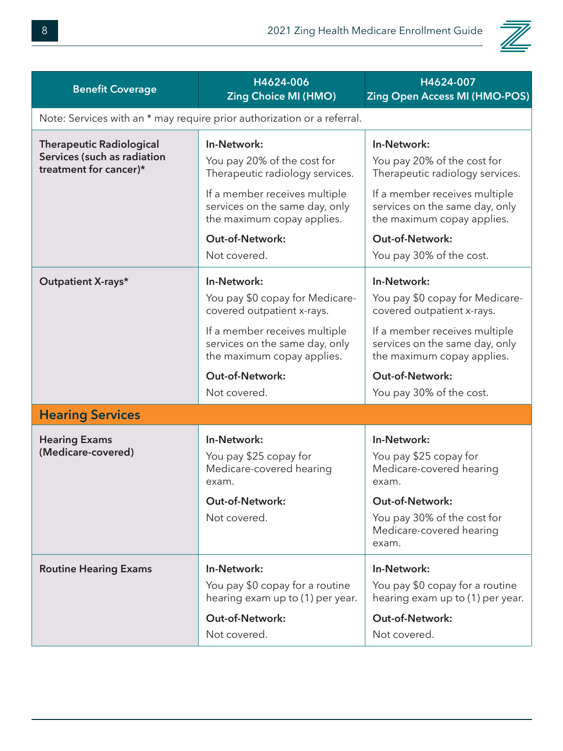| Benefit Coverage | H4624-006 Zing Choice MI (HMO) | H4624-007 Zing Open Access MI (HMO-POS) |
|---|---|---|
| Note: Services with an * may require prior authorization or a referral. | | |
| **Therapeutic Radiological Services (such as radiation treatment for cancer)*** | **In-Network:** You pay 20% of the cost for Therapeutic radiology services. If a member receives multiple services on the same day, only the maximum copay applies. **Out-of-Network:** Not covered. | **In-Network:** You pay 20% of the cost for Therapeutic radiology services. If a member receives multiple services on the same day, only the maximum copay applies. **Out-of-Network:** You pay 30% of the cost. |
| **Outpatient X-rays*** | **In-Network:** You pay $0 copay for Medicare-covered outpatient x-rays. If a member receives multiple services on the same day, only the maximum copay applies. **Out-of-Network:** Not covered. | **In-Network:** You pay $0 copay for Medicare-covered outpatient x-rays. If a member receives multiple services on the same day, only the maximum copay applies. **Out-of-Network:** You pay 30% of the cost. |
| **Hearing Services** | | |
| **Hearing Exams (Medicare-covered)** | **In-Network:** You pay $25 copay for Medicare-covered hearing exam. **Out-of-Network:** Not covered. | **In-Network:** You pay $25 copay for Medicare-covered hearing exam. **Out-of-Network:** You pay 30% of the cost for Medicare-covered hearing exam. |
| **Routine Hearing Exams** | **In-Network:** You pay $0 copay for a routine hearing exam up to (1) per year. **Out-of-Network:** Not covered. | **In-Network:** You pay $0 copay for a routine hearing exam up to (1) per year. **Out-of-Network:** Not covered. |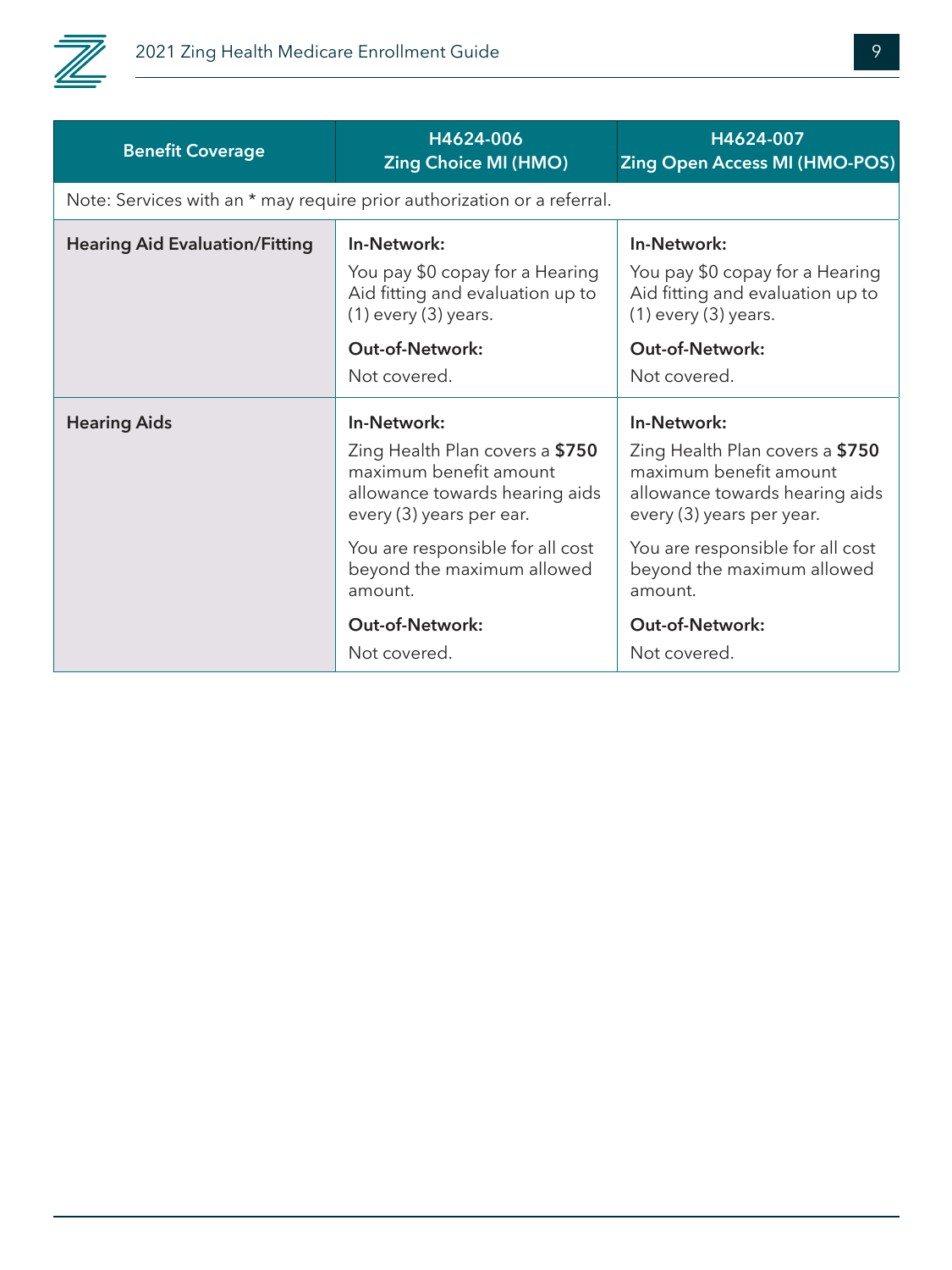| Benefit Coverage | H4624-006 Zing Choice MI (HMO) | H4624-007 Zing Open Access MI (HMO-POS) |
|---|---|---|
| Note: Services with an * may require prior authorization or a referral. | | |
| **Hearing Aid Evaluation/Fitting** | **In-Network:** You pay $0 copay for a Hearing Aid fitting and evaluation up to (1) every (3) years. **Out-of-Network:** Not covered. | **In-Network:** You pay $0 copay for a Hearing Aid fitting and evaluation up to (1) every (3) years. **Out-of-Network:** Not covered. |
| **Hearing Aids** | **In-Network:** Zing Health Plan covers a **$750** maximum benefit amount allowance towards hearing aids every (3) years per ear. You are responsible for all cost beyond the maximum allowed amount. **Out-of-Network:** Not covered. | **In-Network:** Zing Health Plan covers a **$750** maximum benefit amount allowance towards hearing aids every (3) years per year. You are responsible for all cost beyond the maximum allowed amount. **Out-of-Network:** Not covered. |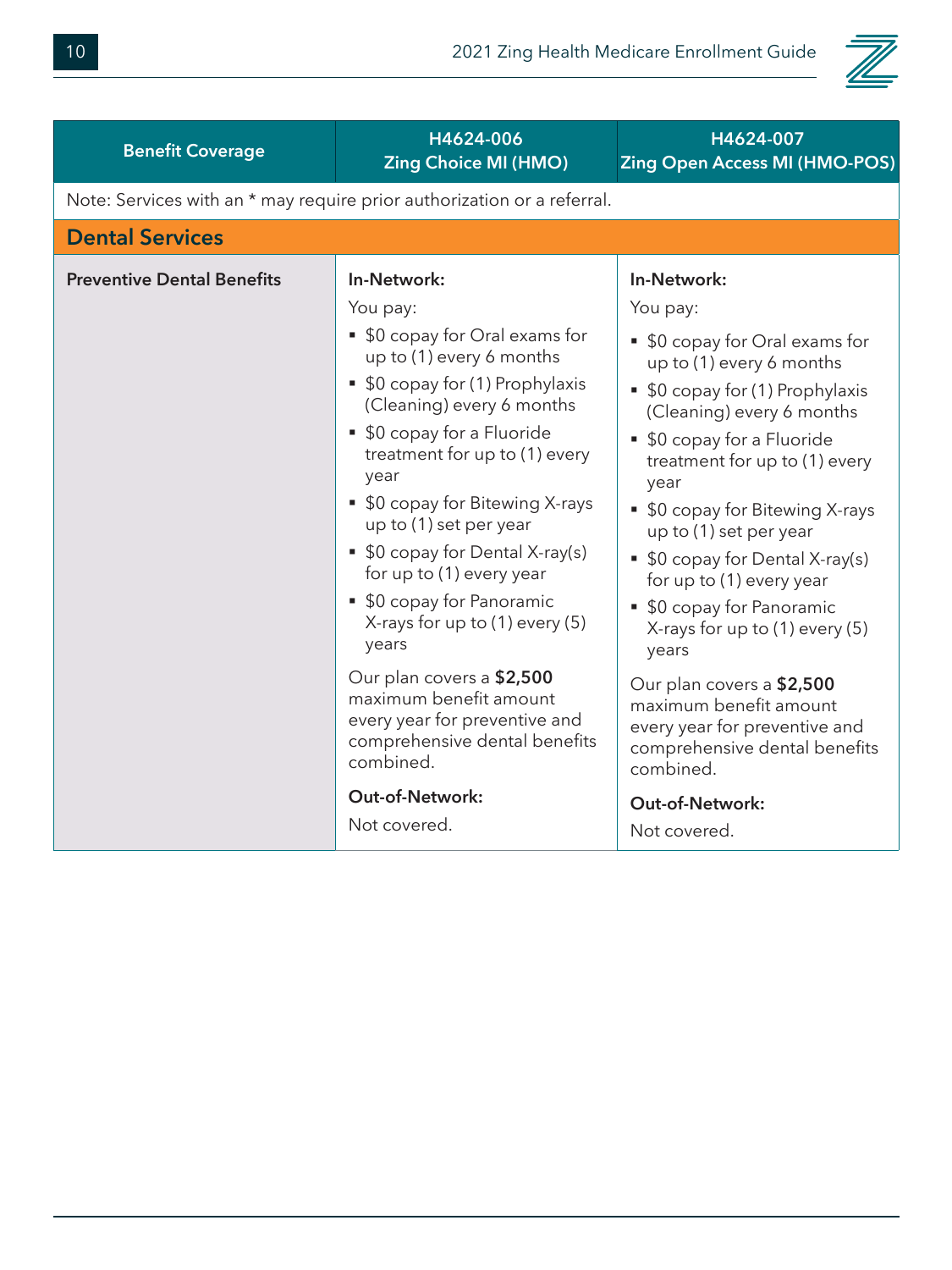| Benefit Coverage | H4624-006 Zing Choice MI (HMO) | H4624-007 Zing Open Access MI (HMO-POS) |
|---|---|---|
| Note: Services with an * may require prior authorization or a referral. | | |
| **Dental Services** | | |
| **Preventive Dental Benefits** | **In-Network:**<br>You pay:<br>▪ $0 copay for Oral exams for up to (1) every 6 months<br>▪ $0 copay for (1) Prophylaxis (Cleaning) every 6 months<br>▪ $0 copay for a Fluoride treatment for up to (1) every year<br>▪ $0 copay for Bitewing X-rays up to (1) set per year<br>▪ $0 copay for Dental X-ray(s) for up to (1) every year<br>▪ $0 copay for Panoramic X-rays for up to (1) every (5) years<br>Our plan covers a **$2,500** maximum benefit amount every year for preventive and comprehensive dental benefits combined.<br>**Out-of-Network:**<br>Not covered. | **In-Network:**<br>You pay:<br>▪ $0 copay for Oral exams for up to (1) every 6 months<br>▪ $0 copay for (1) Prophylaxis (Cleaning) every 6 months<br>▪ $0 copay for a Fluoride treatment for up to (1) every year<br>▪ $0 copay for Bitewing X-rays up to (1) set per year<br>▪ $0 copay for Dental X-ray(s) for up to (1) every year<br>▪ $0 copay for Panoramic X-rays for up to (1) every (5) years<br>Our plan covers a **$2,500** maximum benefit amount every year for preventive and comprehensive dental benefits combined.<br>**Out-of-Network:**<br>Not covered. |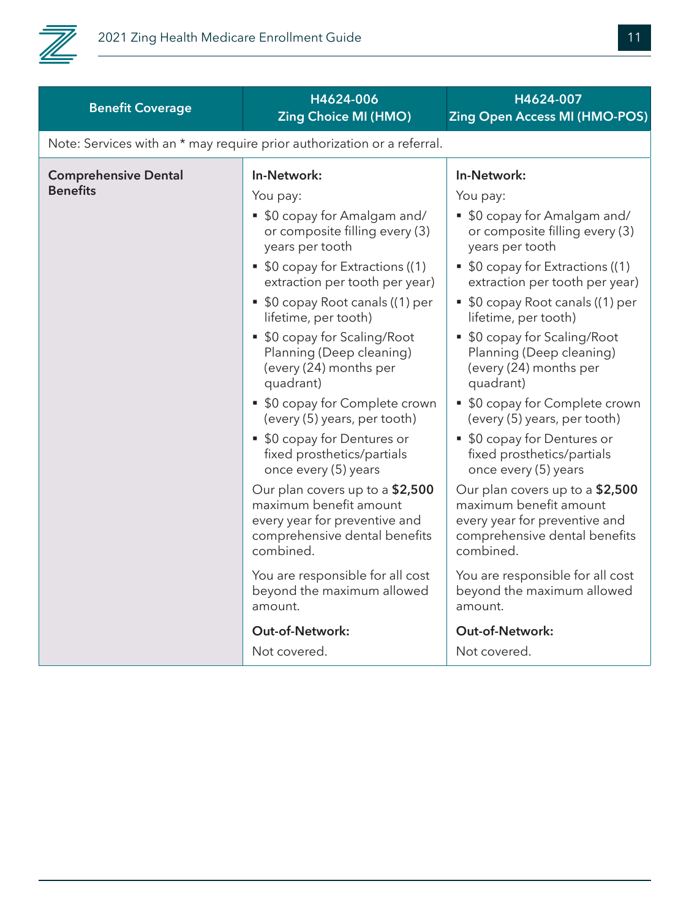| Benefit Coverage | H4624-006 Zing Choice MI (HMO) | H4624-007 Zing Open Access MI (HMO-POS) |
|---|---|---|
| Note: Services with an * may require prior authorization or a referral. | | |
| **Comprehensive Dental Benefits** | **In-Network:**<br>You pay:<br>▪ $0 copay for Amalgam and/or composite filling every (3) years per tooth<br>▪ $0 copay for Extractions ((1) extraction per tooth per year)<br>▪ $0 copay Root canals ((1) per lifetime, per tooth)<br>▪ $0 copay for Scaling/Root Planning (Deep cleaning) (every (24) months per quadrant)<br>▪ $0 copay for Complete crown (every (5) years, per tooth)<br>▪ $0 copay for Dentures or fixed prosthetics/partials once every (5) years<br>Our plan covers up to a **$2,500** maximum benefit amount every year for preventive and comprehensive dental benefits combined.<br>You are responsible for all cost beyond the maximum allowed amount.<br>**Out-of-Network:**<br>Not covered. | **In-Network:**<br>You pay:<br>▪ $0 copay for Amalgam and/or composite filling every (3) years per tooth<br>▪ $0 copay for Extractions ((1) extraction per tooth per year)<br>▪ $0 copay Root canals ((1) per lifetime, per tooth)<br>▪ $0 copay for Scaling/Root Planning (Deep cleaning) (every (24) months per quadrant)<br>▪ $0 copay for Complete crown (every (5) years, per tooth)<br>▪ $0 copay for Dentures or fixed prosthetics/partials once every (5) years<br>Our plan covers up to a **$2,500** maximum benefit amount every year for preventive and comprehensive dental benefits combined.<br>You are responsible for all cost beyond the maximum allowed amount.<br>**Out-of-Network:**<br>Not covered. |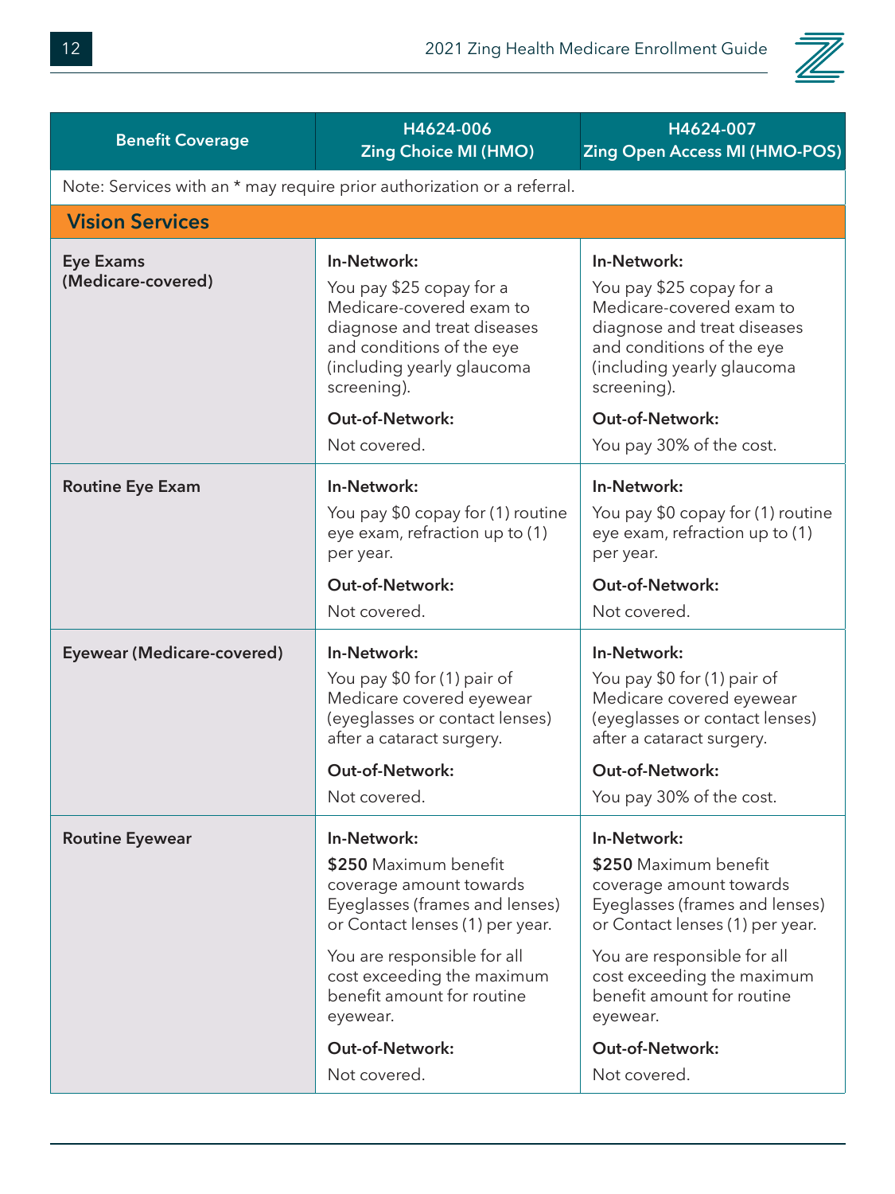| Benefit Coverage | H4624-006 Zing Choice MI (HMO) | H4624-007 Zing Open Access MI (HMO-POS) |
|---|---|---|
| Note: Services with an * may require prior authorization or a referral. | | |
| **Vision Services** | | |
| **Eye Exams (Medicare-covered)** | **In-Network:** You pay $25 copay for a Medicare-covered exam to diagnose and treat diseases and conditions of the eye (including yearly glaucoma screening). **Out-of-Network:** Not covered. | **In-Network:** You pay $25 copay for a Medicare-covered exam to diagnose and treat diseases and conditions of the eye (including yearly glaucoma screening). **Out-of-Network:** You pay 30% of the cost. |
| **Routine Eye Exam** | **In-Network:** You pay $0 copay for (1) routine eye exam, refraction up to (1) per year. **Out-of-Network:** Not covered. | **In-Network:** You pay $0 copay for (1) routine eye exam, refraction up to (1) per year. **Out-of-Network:** Not covered. |
| **Eyewear (Medicare-covered)** | **In-Network:** You pay $0 for (1) pair of Medicare covered eyewear (eyeglasses or contact lenses) after a cataract surgery. **Out-of-Network:** Not covered. | **In-Network:** You pay $0 for (1) pair of Medicare covered eyewear (eyeglasses or contact lenses) after a cataract surgery. **Out-of-Network:** You pay 30% of the cost. |
| **Routine Eyewear** | **In-Network:** **$250** Maximum benefit coverage amount towards Eyeglasses (frames and lenses) or Contact lenses (1) per year. You are responsible for all cost exceeding the maximum benefit amount for routine eyewear. **Out-of-Network:** Not covered. | **In-Network:** **$250** Maximum benefit coverage amount towards Eyeglasses (frames and lenses) or Contact lenses (1) per year. You are responsible for all cost exceeding the maximum benefit amount for routine eyewear. **Out-of-Network:** Not covered. |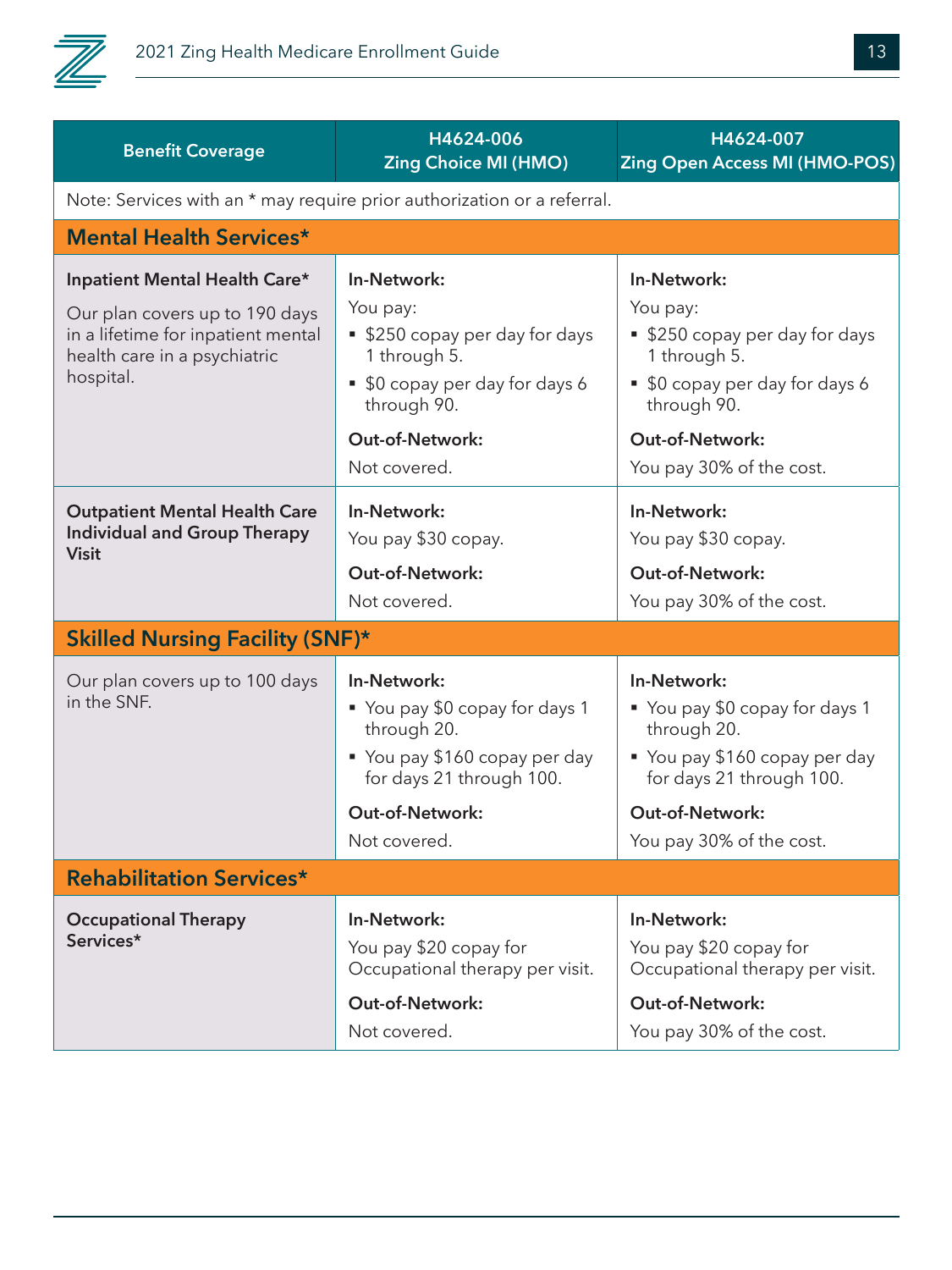| Benefit Coverage | H4624-006 Zing Choice MI (HMO) | H4624-007 Zing Open Access MI (HMO-POS) |
|---|---|---|
| Note: Services with an * may require prior authorization or a referral. | | |
| **Mental Health Services*** | | |
| **Inpatient Mental Health Care*** Our plan covers up to 190 days in a lifetime for inpatient mental health care in a psychiatric hospital. | **In-Network:** You pay: ▪ $250 copay per day for days 1 through 5. ▪ $0 copay per day for days 6 through 90. **Out-of-Network:** Not covered. | **In-Network:** You pay: ▪ $250 copay per day for days 1 through 5. ▪ $0 copay per day for days 6 through 90. **Out-of-Network:** You pay 30% of the cost. |
| **Outpatient Mental Health Care Individual and Group Therapy Visit** | **In-Network:** You pay $30 copay. **Out-of-Network:** Not covered. | **In-Network:** You pay $30 copay. **Out-of-Network:** You pay 30% of the cost. |
| **Skilled Nursing Facility (SNF)*** | | |
| Our plan covers up to 100 days in the SNF. | **In-Network:** ▪ You pay $0 copay for days 1 through 20. ▪ You pay $160 copay per day for days 21 through 100. **Out-of-Network:** Not covered. | **In-Network:** ▪ You pay $0 copay for days 1 through 20. ▪ You pay $160 copay per day for days 21 through 100. **Out-of-Network:** You pay 30% of the cost. |
| **Rehabilitation Services*** | | |
| **Occupational Therapy Services*** | **In-Network:** You pay $20 copay for Occupational therapy per visit. **Out-of-Network:** Not covered. | **In-Network:** You pay $20 copay for Occupational therapy per visit. **Out-of-Network:** You pay 30% of the cost. |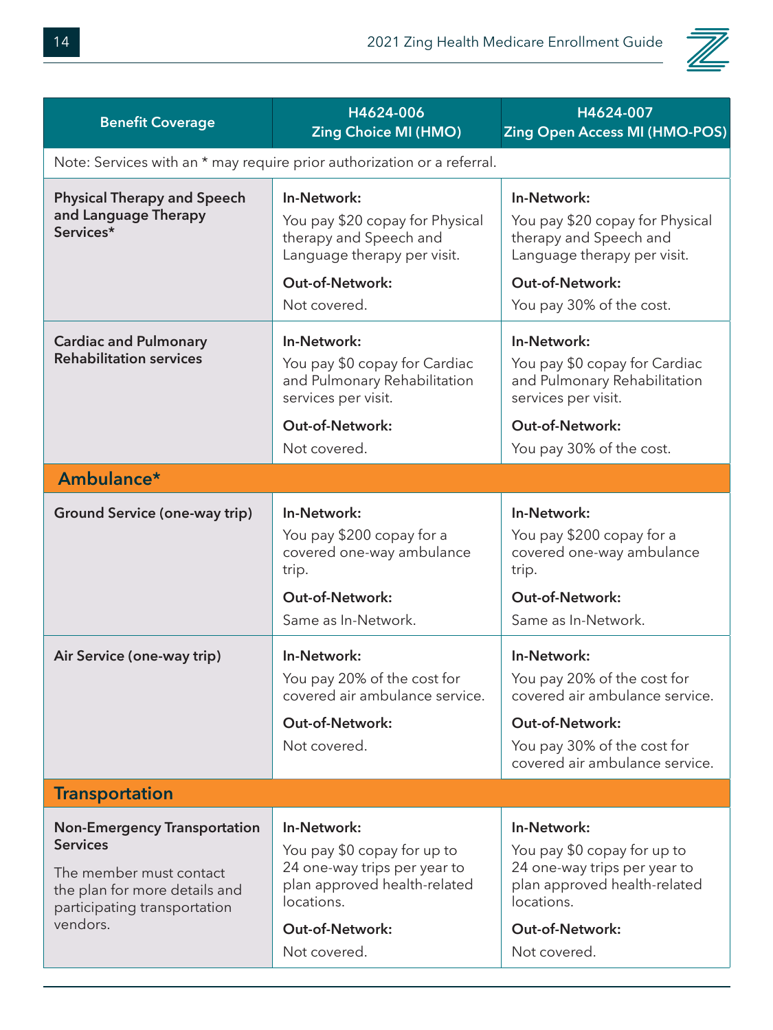| Benefit Coverage | H4624-006 Zing Choice MI (HMO) | H4624-007 Zing Open Access MI (HMO-POS) |
|---|---|---|
| Note: Services with an * may require prior authorization or a referral. | | |
| **Physical Therapy and Speech and Language Therapy Services*** | **In-Network:** You pay $20 copay for Physical therapy and Speech and Language therapy per visit. **Out-of-Network:** Not covered. | **In-Network:** You pay $20 copay for Physical therapy and Speech and Language therapy per visit. **Out-of-Network:** You pay 30% of the cost. |
| **Cardiac and Pulmonary Rehabilitation services** | **In-Network:** You pay $0 copay for Cardiac and Pulmonary Rehabilitation services per visit. **Out-of-Network:** Not covered. | **In-Network:** You pay $0 copay for Cardiac and Pulmonary Rehabilitation services per visit. **Out-of-Network:** You pay 30% of the cost. |
| **Ambulance*** | | |
| **Ground Service (one-way trip)** | **In-Network:** You pay $200 copay for a covered one-way ambulance trip. **Out-of-Network:** Same as In-Network. | **In-Network:** You pay $200 copay for a covered one-way ambulance trip. **Out-of-Network:** Same as In-Network. |
| **Air Service (one-way trip)** | **In-Network:** You pay 20% of the cost for covered air ambulance service. **Out-of-Network:** Not covered. | **In-Network:** You pay 20% of the cost for covered air ambulance service. **Out-of-Network:** You pay 30% of the cost for covered air ambulance service. |
| **Transportation** | | |
| **Non-Emergency Transportation Services** The member must contact the plan for more details and participating transportation vendors. | **In-Network:** You pay $0 copay for up to 24 one-way trips per year to plan approved health-related locations. **Out-of-Network:** Not covered. | **In-Network:** You pay $0 copay for up to 24 one-way trips per year to plan approved health-related locations. **Out-of-Network:** Not covered. |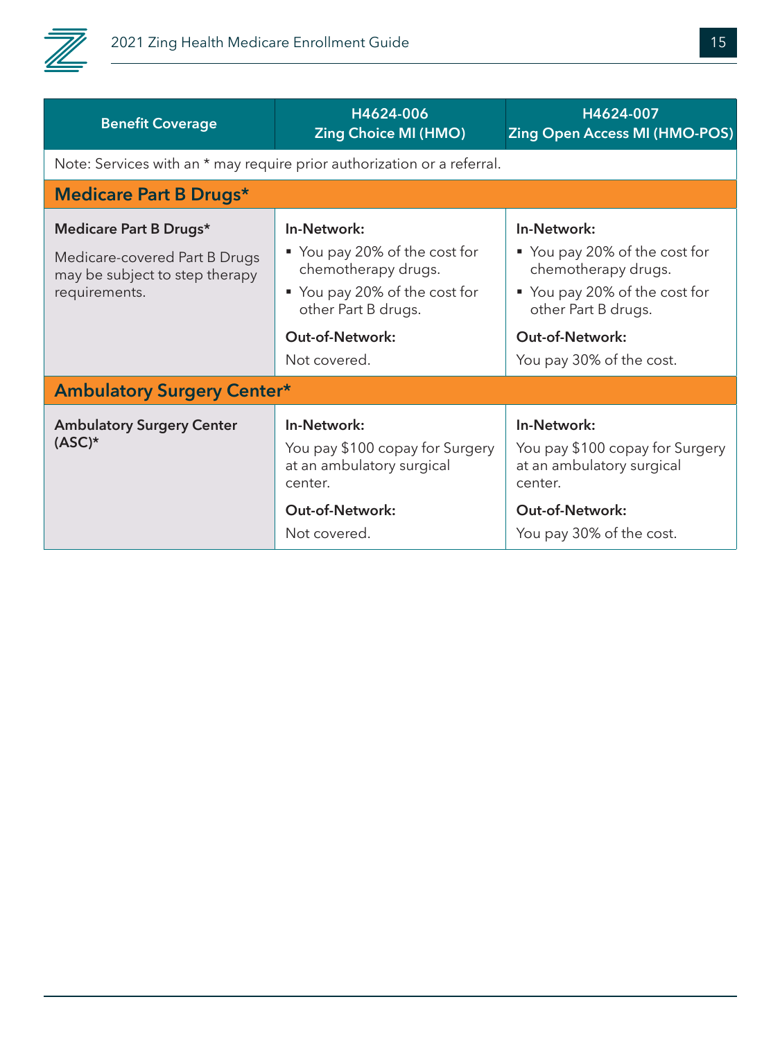| Benefit Coverage | H4624-006 Zing Choice MI (HMO) | H4624-007 Zing Open Access MI (HMO-POS) |
|---|---|---|
| Note: Services with an * may require prior authorization or a referral. | | |
| **Medicare Part B Drugs*** | | |
| **Medicare Part B Drugs***<br><br>Medicare-covered Part B Drugs may be subject to step therapy requirements. | **In-Network:**<br>▪ You pay 20% of the cost for chemotherapy drugs.<br>▪ You pay 20% of the cost for other Part B drugs.<br><br>**Out-of-Network:**<br>Not covered. | **In-Network:**<br>▪ You pay 20% of the cost for chemotherapy drugs.<br>▪ You pay 20% of the cost for other Part B drugs.<br><br>**Out-of-Network:**<br>You pay 30% of the cost. |
| **Ambulatory Surgery Center*** | | |
| **Ambulatory Surgery Center (ASC)*** | **In-Network:**<br>You pay $100 copay for Surgery at an ambulatory surgical center.<br><br>**Out-of-Network:**<br>Not covered. | **In-Network:**<br>You pay $100 copay for Surgery at an ambulatory surgical center.<br><br>**Out-of-Network:**<br>You pay 30% of the cost. |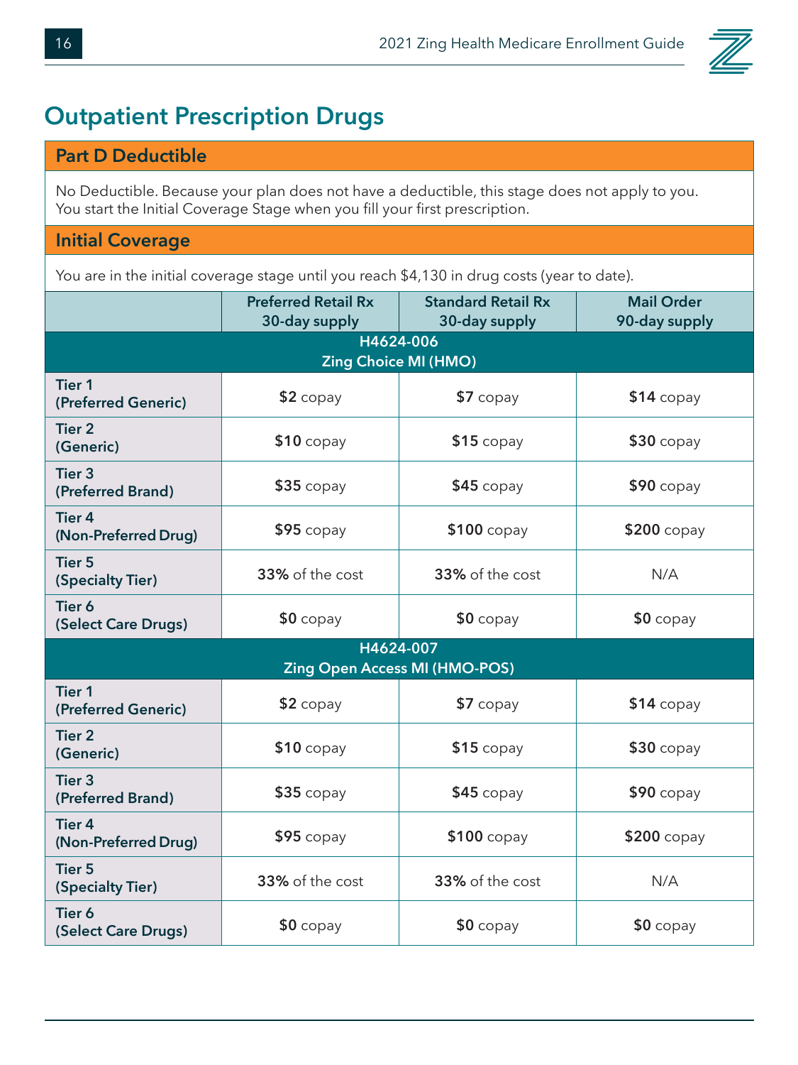# Outpatient Prescription Drugs

## Part D Deductible

No Deductible. Because your plan does not have a deductible, this stage does not apply to you. You start the Initial Coverage Stage when you fill your first prescription.

## Initial Coverage

You are in the initial coverage stage until you reach $4,130 in drug costs (year to date).

| | Preferred Retail Rx 30-day supply | Standard Retail Rx 30-day supply | Mail Order 90-day supply |
|---|---|---|---|
| **H4624-006 Zing Choice MI (HMO)** | | | |
| **Tier 1 (Preferred Generic)** | **$2** copay | **$7** copay | **$14** copay |
| **Tier 2 (Generic)** | **$10** copay | **$15** copay | **$30** copay |
| **Tier 3 (Preferred Brand)** | **$35** copay | **$45** copay | **$90** copay |
| **Tier 4 (Non-Preferred Drug)** | **$95** copay | **$100** copay | **$200** copay |
| **Tier 5 (Specialty Tier)** | **33%** of the cost | **33%** of the cost | N/A |
| **Tier 6 (Select Care Drugs)** | **$0** copay | **$0** copay | **$0** copay |
| **H4624-007 Zing Open Access MI (HMO-POS)** | | | |
| **Tier 1 (Preferred Generic)** | **$2** copay | **$7** copay | **$14** copay |
| **Tier 2 (Generic)** | **$10** copay | **$15** copay | **$30** copay |
| **Tier 3 (Preferred Brand)** | **$35** copay | **$45** copay | **$90** copay |
| **Tier 4 (Non-Preferred Drug)** | **$95** copay | **$100** copay | **$200** copay |
| **Tier 5 (Specialty Tier)** | **33%** of the cost | **33%** of the cost | N/A |
| **Tier 6 (Select Care Drugs)** | **$0** copay | **$0** copay | **$0** copay |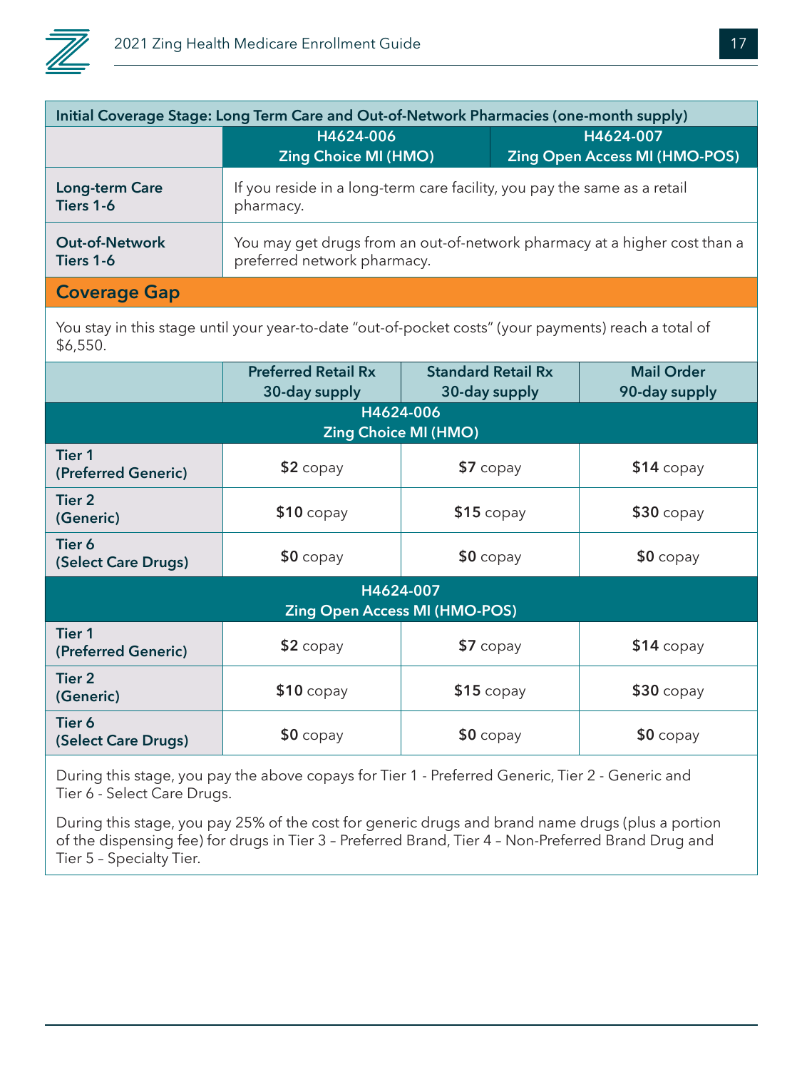| Initial Coverage Stage: Long Term Care and Out-of-Network Pharmacies (one-month supply) | | |
|---|---|---|
| | H4624-006 Zing Choice MI (HMO) | H4624-007 Zing Open Access MI (HMO-POS) |
| **Long-term Care Tiers 1-6** | If you reside in a long-term care facility, you pay the same as a retail pharmacy. | |
| **Out-of-Network Tiers 1-6** | You may get drugs from an out-of-network pharmacy at a higher cost than a preferred network pharmacy. | |

## Coverage Gap

You stay in this stage until your year-to-date "out-of-pocket costs" (your payments) reach a total of $6,550.

| | Preferred Retail Rx 30-day supply | Standard Retail Rx 30-day supply | Mail Order 90-day supply |
|---|---|---|---|
| **H4624-006 Zing Choice MI (HMO)** | | | |
| **Tier 1 (Preferred Generic)** | **$2** copay | **$7** copay | **$14** copay |
| **Tier 2 (Generic)** | **$10** copay | **$15** copay | **$30** copay |
| **Tier 6 (Select Care Drugs)** | **$0** copay | **$0** copay | **$0** copay |
| **H4624-007 Zing Open Access MI (HMO-POS)** | | | |
| **Tier 1 (Preferred Generic)** | **$2** copay | **$7** copay | **$14** copay |
| **Tier 2 (Generic)** | **$10** copay | **$15** copay | **$30** copay |
| **Tier 6 (Select Care Drugs)** | **$0** copay | **$0** copay | **$0** copay |

During this stage, you pay the above copays for Tier 1 - Preferred Generic, Tier 2 - Generic and Tier 6 - Select Care Drugs.

During this stage, you pay 25% of the cost for generic drugs and brand name drugs (plus a portion of the dispensing fee) for drugs in Tier 3 – Preferred Brand, Tier 4 – Non-Preferred Brand Drug and Tier 5 – Specialty Tier.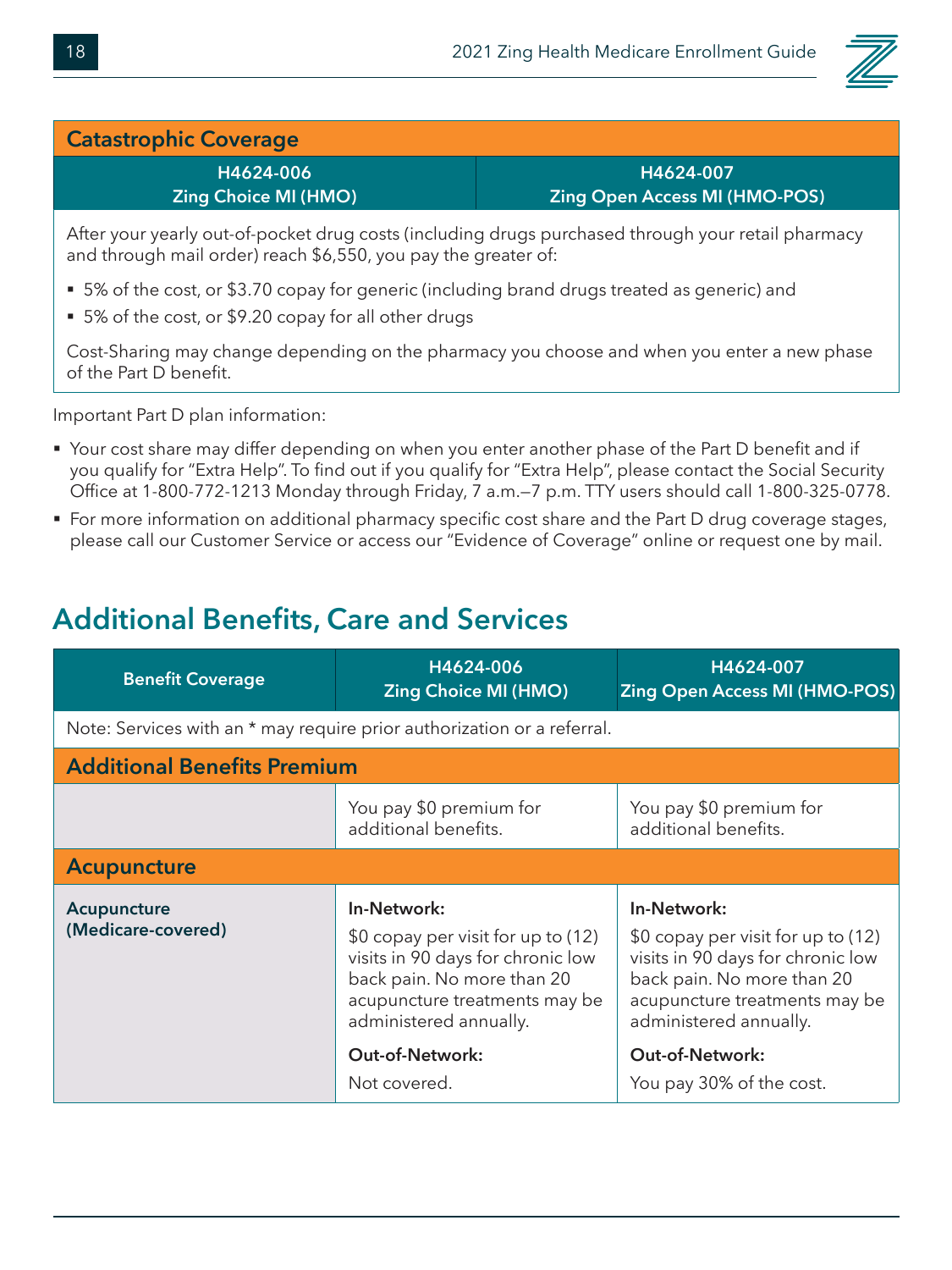| Catastrophic Coverage | |
|---|---|
| **H4624-006 Zing Choice MI (HMO)** | **H4624-007 Zing Open Access MI (HMO-POS)** |
| After your yearly out-of-pocket drug costs (including drugs purchased through your retail pharmacy and through mail order) reach $6,550, you pay the greater of:<br>▪ 5% of the cost, or $3.70 copay for generic (including brand drugs treated as generic) and<br>▪ 5% of the cost, or $9.20 copay for all other drugs<br>Cost-Sharing may change depending on the pharmacy you choose and when you enter a new phase of the Part D benefit. | |

Important Part D plan information:

- Your cost share may differ depending on when you enter another phase of the Part D benefit and if you qualify for "Extra Help". To find out if you qualify for "Extra Help", please contact the Social Security Office at 1-800-772-1213 Monday through Friday, 7 a.m.—7 p.m. TTY users should call 1-800-325-0778.
- For more information on additional pharmacy specific cost share and the Part D drug coverage stages, please call our Customer Service or access our "Evidence of Coverage" online or request one by mail.

## Additional Benefits, Care and Services

| Benefit Coverage | H4624-006 Zing Choice MI (HMO) | H4624-007 Zing Open Access MI (HMO-POS) |
|---|---|---|
| Note: Services with an * may require prior authorization or a referral. | | |
| **Additional Benefits Premium** | | |
| | You pay $0 premium for additional benefits. | You pay $0 premium for additional benefits. |
| **Acupuncture** | | |
| **Acupuncture (Medicare-covered)** | **In-Network:**<br>$0 copay per visit for up to (12) visits in 90 days for chronic low back pain. No more than 20 acupuncture treatments may be administered annually.<br>**Out-of-Network:**<br>Not covered. | **In-Network:**<br>$0 copay per visit for up to (12) visits in 90 days for chronic low back pain. No more than 20 acupuncture treatments may be administered annually.<br>**Out-of-Network:**<br>You pay 30% of the cost. |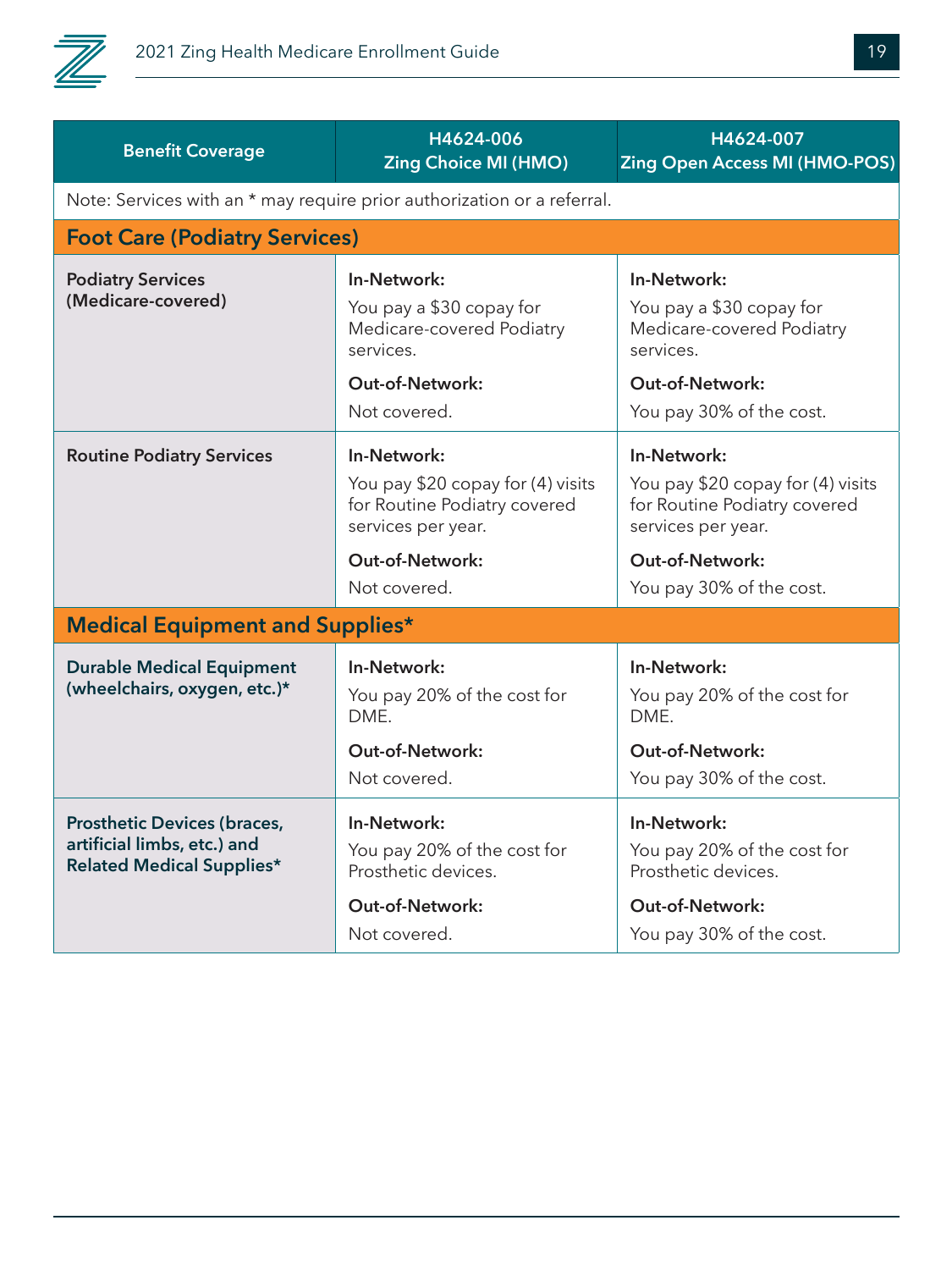| Benefit Coverage | H4624-006 Zing Choice MI (HMO) | H4624-007 Zing Open Access MI (HMO-POS) |
|---|---|---|
| Note: Services with an * may require prior authorization or a referral. | | |
| **Foot Care (Podiatry Services)** | | |
| **Podiatry Services (Medicare-covered)** | **In-Network:** You pay a $30 copay for Medicare-covered Podiatry services. **Out-of-Network:** Not covered. | **In-Network:** You pay a $30 copay for Medicare-covered Podiatry services. **Out-of-Network:** You pay 30% of the cost. |
| **Routine Podiatry Services** | **In-Network:** You pay $20 copay for (4) visits for Routine Podiatry covered services per year. **Out-of-Network:** Not covered. | **In-Network:** You pay $20 copay for (4) visits for Routine Podiatry covered services per year. **Out-of-Network:** You pay 30% of the cost. |
| **Medical Equipment and Supplies*** | | |
| **Durable Medical Equipment (wheelchairs, oxygen, etc.)*** | **In-Network:** You pay 20% of the cost for DME. **Out-of-Network:** Not covered. | **In-Network:** You pay 20% of the cost for DME. **Out-of-Network:** You pay 30% of the cost. |
| **Prosthetic Devices (braces, artificial limbs, etc.) and Related Medical Supplies*** | **In-Network:** You pay 20% of the cost for Prosthetic devices. **Out-of-Network:** Not covered. | **In-Network:** You pay 20% of the cost for Prosthetic devices. **Out-of-Network:** You pay 30% of the cost. |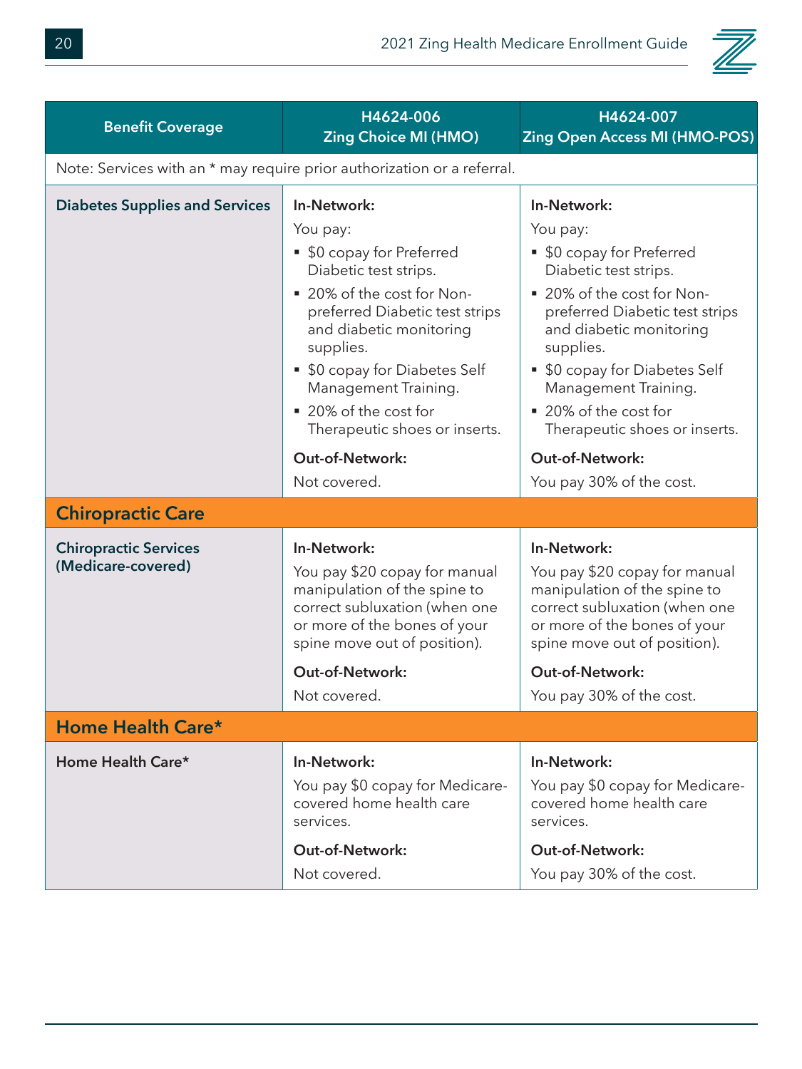| Benefit Coverage | H4624-006 Zing Choice MI (HMO) | H4624-007 Zing Open Access MI (HMO-POS) |
|---|---|---|
| Note: Services with an * may require prior authorization or a referral. | | |
| **Diabetes Supplies and Services** | **In-Network:**<br>You pay:<br>▪ $0 copay for Preferred Diabetic test strips.<br>▪ 20% of the cost for Non-preferred Diabetic test strips and diabetic monitoring supplies.<br>▪ $0 copay for Diabetes Self Management Training.<br>▪ 20% of the cost for Therapeutic shoes or inserts.<br>**Out-of-Network:**<br>Not covered. | **In-Network:**<br>You pay:<br>▪ $0 copay for Preferred Diabetic test strips.<br>▪ 20% of the cost for Non-preferred Diabetic test strips and diabetic monitoring supplies.<br>▪ $0 copay for Diabetes Self Management Training.<br>▪ 20% of the cost for Therapeutic shoes or inserts.<br>**Out-of-Network:**<br>You pay 30% of the cost. |
| **Chiropractic Care** | | |
| **Chiropractic Services (Medicare-covered)** | **In-Network:**<br>You pay $20 copay for manual manipulation of the spine to correct subluxation (when one or more of the bones of your spine move out of position).<br>**Out-of-Network:**<br>Not covered. | **In-Network:**<br>You pay $20 copay for manual manipulation of the spine to correct subluxation (when one or more of the bones of your spine move out of position).<br>**Out-of-Network:**<br>You pay 30% of the cost. |
| **Home Health Care*** | | |
| **Home Health Care*** | **In-Network:**<br>You pay $0 copay for Medicare-covered home health care services.<br>**Out-of-Network:**<br>Not covered. | **In-Network:**<br>You pay $0 copay for Medicare-covered home health care services.<br>**Out-of-Network:**<br>You pay 30% of the cost. |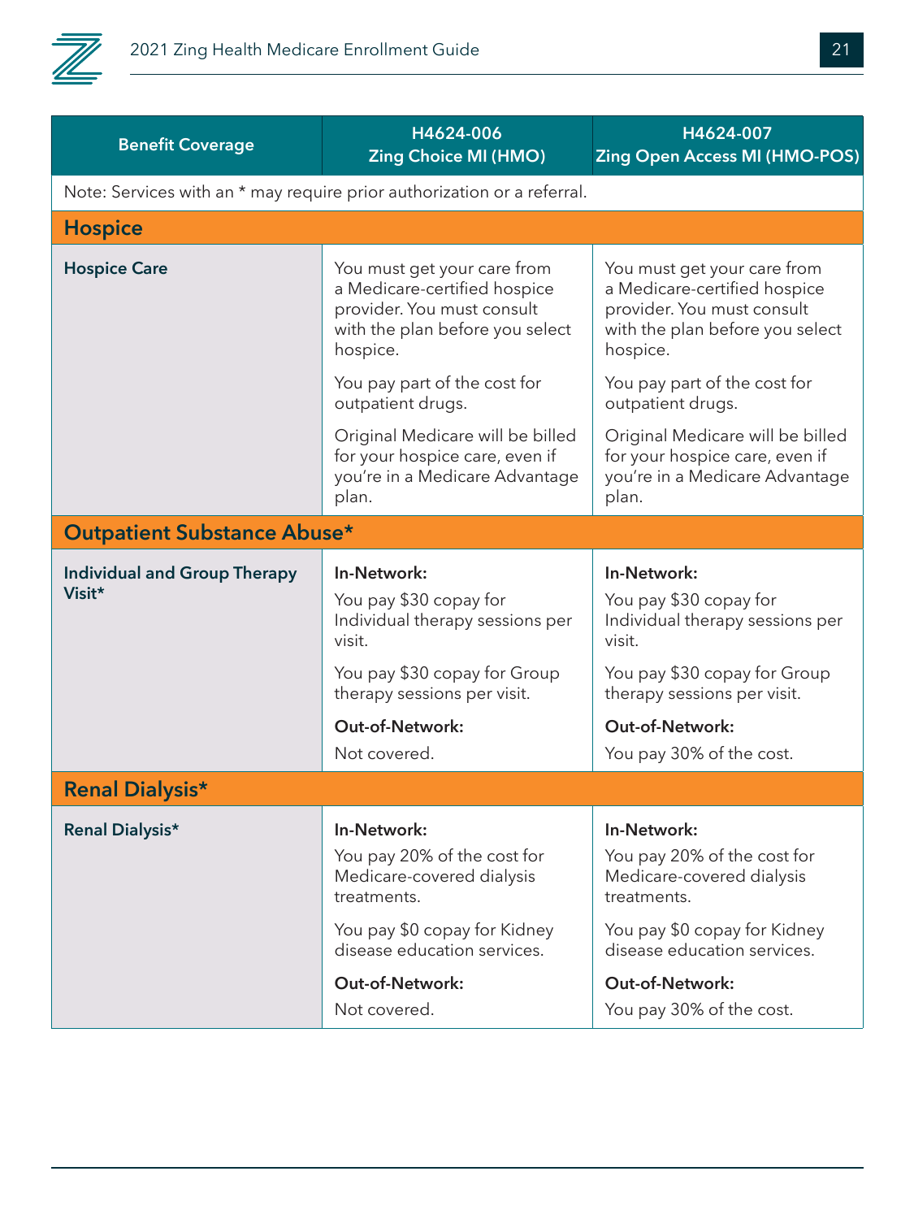| Benefit Coverage | H4624-006 Zing Choice MI (HMO) | H4624-007 Zing Open Access MI (HMO-POS) |
|---|---|---|
| Note: Services with an * may require prior authorization or a referral. | | |
| **Hospice** | | |
| **Hospice Care** | You must get your care from a Medicare-certified hospice provider. You must consult with the plan before you select hospice.<br><br>You pay part of the cost for outpatient drugs.<br><br>Original Medicare will be billed for your hospice care, even if you're in a Medicare Advantage plan. | You must get your care from a Medicare-certified hospice provider. You must consult with the plan before you select hospice.<br><br>You pay part of the cost for outpatient drugs.<br><br>Original Medicare will be billed for your hospice care, even if you're in a Medicare Advantage plan. |
| **Outpatient Substance Abuse*** | | |
| **Individual and Group Therapy Visit*** | **In-Network:**<br>You pay $30 copay for Individual therapy sessions per visit.<br><br>You pay $30 copay for Group therapy sessions per visit.<br><br>**Out-of-Network:**<br>Not covered. | **In-Network:**<br>You pay $30 copay for Individual therapy sessions per visit.<br><br>You pay $30 copay for Group therapy sessions per visit.<br><br>**Out-of-Network:**<br>You pay 30% of the cost. |
| **Renal Dialysis*** | | |
| **Renal Dialysis*** | **In-Network:**<br>You pay 20% of the cost for Medicare-covered dialysis treatments.<br><br>You pay $0 copay for Kidney disease education services.<br><br>**Out-of-Network:**<br>Not covered. | **In-Network:**<br>You pay 20% of the cost for Medicare-covered dialysis treatments.<br><br>You pay $0 copay for Kidney disease education services.<br><br>**Out-of-Network:**<br>You pay 30% of the cost. |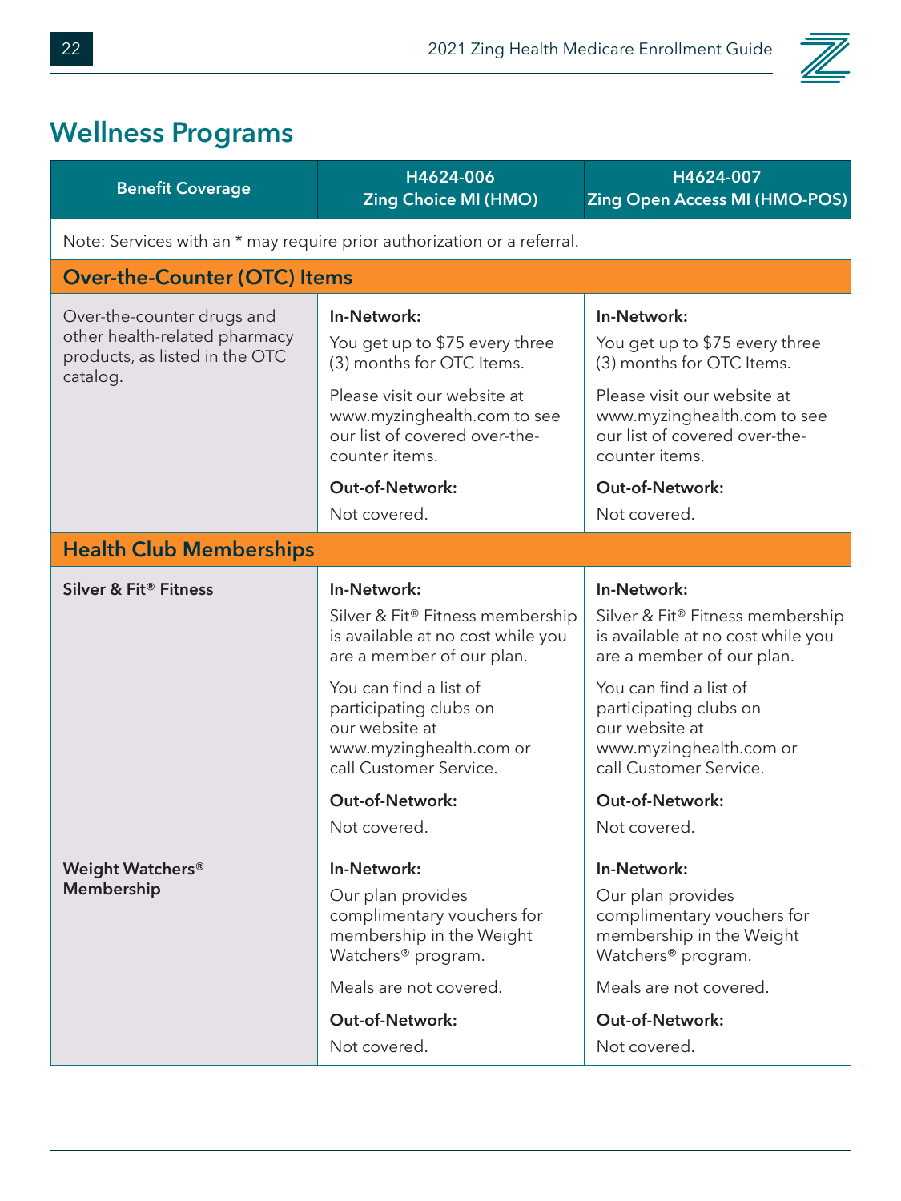# Wellness Programs

| Benefit Coverage | H4624-006 Zing Choice MI (HMO) | H4624-007 Zing Open Access MI (HMO-POS) |
|---|---|---|
| Note: Services with an * may require prior authorization or a referral. | | |
| **Over-the-Counter (OTC) Items** | | |
| Over-the-counter drugs and other health-related pharmacy products, as listed in the OTC catalog. | **In-Network:** You get up to $75 every three (3) months for OTC Items. Please visit our website at www.myzinghealth.com to see our list of covered over-the-counter items. **Out-of-Network:** Not covered. | **In-Network:** You get up to $75 every three (3) months for OTC Items. Please visit our website at www.myzinghealth.com to see our list of covered over-the-counter items. **Out-of-Network:** Not covered. |
| **Health Club Memberships** | | |
| **Silver & Fit® Fitness** | **In-Network:** Silver & Fit® Fitness membership is available at no cost while you are a member of our plan. You can find a list of participating clubs on our website at www.myzinghealth.com or call Customer Service. **Out-of-Network:** Not covered. | **In-Network:** Silver & Fit® Fitness membership is available at no cost while you are a member of our plan. You can find a list of participating clubs on our website at www.myzinghealth.com or call Customer Service. **Out-of-Network:** Not covered. |
| **Weight Watchers® Membership** | **In-Network:** Our plan provides complimentary vouchers for membership in the Weight Watchers® program. Meals are not covered. **Out-of-Network:** Not covered. | **In-Network:** Our plan provides complimentary vouchers for membership in the Weight Watchers® program. Meals are not covered. **Out-of-Network:** Not covered. |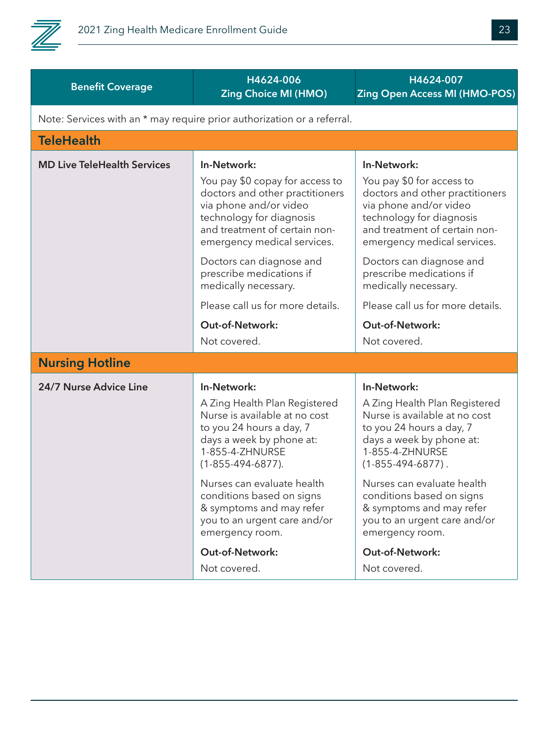| Benefit Coverage | H4624-006 Zing Choice MI (HMO) | H4624-007 Zing Open Access MI (HMO-POS) |
|---|---|---|
| Note: Services with an * may require prior authorization or a referral. | | |
| **TeleHealth** | | |
| **MD Live TeleHealth Services** | **In-Network:** You pay $0 copay for access to doctors and other practitioners via phone and/or video technology for diagnosis and treatment of certain non-emergency medical services. Doctors can diagnose and prescribe medications if medically necessary. Please call us for more details. **Out-of-Network:** Not covered. | **In-Network:** You pay $0 for access to doctors and other practitioners via phone and/or video technology for diagnosis and treatment of certain non-emergency medical services. Doctors can diagnose and prescribe medications if medically necessary. Please call us for more details. **Out-of-Network:** Not covered. |
| **Nursing Hotline** | | |
| **24/7 Nurse Advice Line** | **In-Network:** A Zing Health Plan Registered Nurse is available at no cost to you 24 hours a day, 7 days a week by phone at: 1-855-4-ZHNURSE (1-855-494-6877). Nurses can evaluate health conditions based on signs & symptoms and may refer you to an urgent care and/or emergency room. **Out-of-Network:** Not covered. | **In-Network:** A Zing Health Plan Registered Nurse is available at no cost to you 24 hours a day, 7 days a week by phone at: 1-855-4-ZHNURSE (1-855-494-6877) . Nurses can evaluate health conditions based on signs & symptoms and may refer you to an urgent care and/or emergency room. **Out-of-Network:** Not covered. |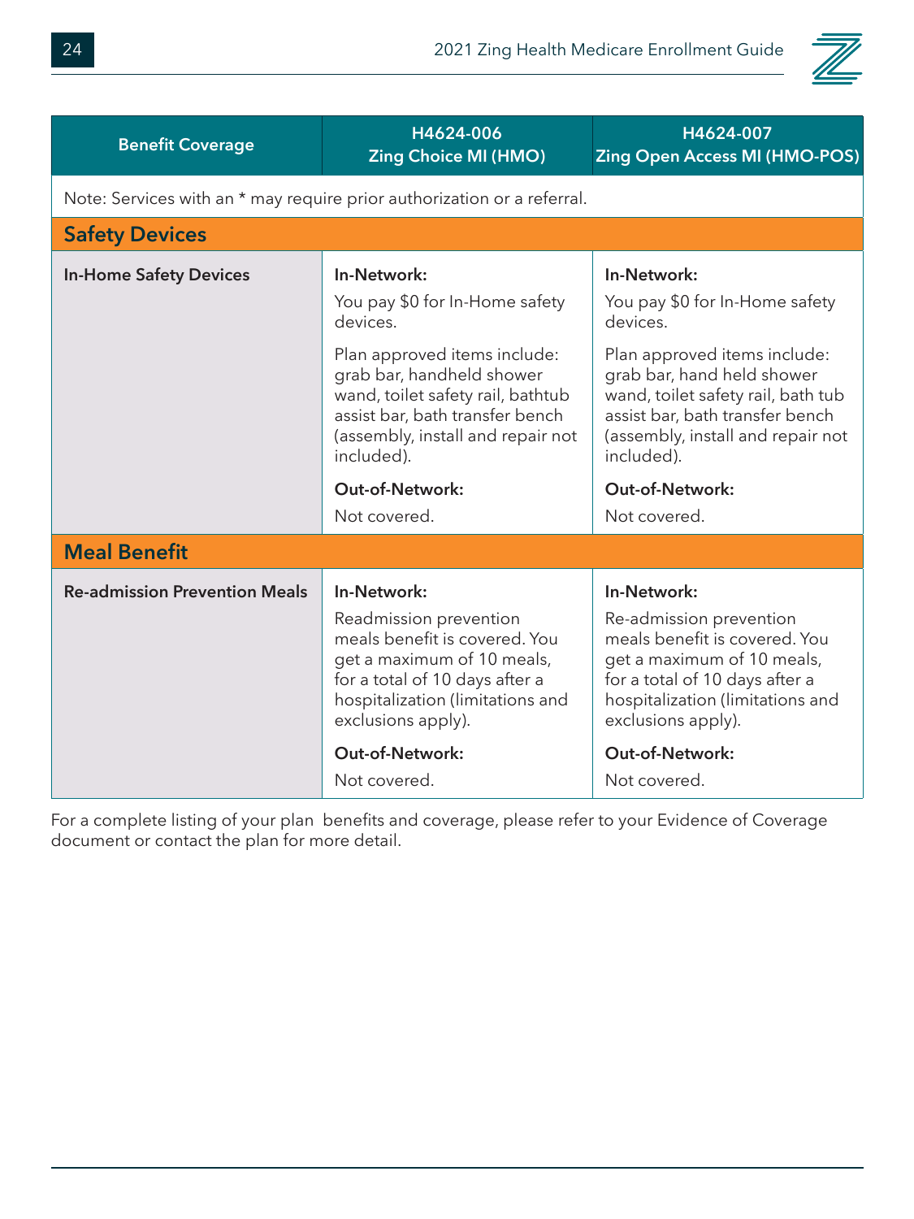| Benefit Coverage | H4624-006 Zing Choice MI (HMO) | H4624-007 Zing Open Access MI (HMO-POS) |
|---|---|---|
| Note: Services with an * may require prior authorization or a referral. | | |
| **Safety Devices** | | |
| **In-Home Safety Devices** | **In-Network:** You pay $0 for In-Home safety devices. Plan approved items include: grab bar, handheld shower wand, toilet safety rail, bathtub assist bar, bath transfer bench (assembly, install and repair not included). **Out-of-Network:** Not covered. | **In-Network:** You pay $0 for In-Home safety devices. Plan approved items include: grab bar, hand held shower wand, toilet safety rail, bath tub assist bar, bath transfer bench (assembly, install and repair not included). **Out-of-Network:** Not covered. |
| **Meal Benefit** | | |
| **Re-admission Prevention Meals** | **In-Network:** Readmission prevention meals benefit is covered. You get a maximum of 10 meals, for a total of 10 days after a hospitalization (limitations and exclusions apply). **Out-of-Network:** Not covered. | **In-Network:** Re-admission prevention meals benefit is covered. You get a maximum of 10 meals, for a total of 10 days after a hospitalization (limitations and exclusions apply). **Out-of-Network:** Not covered. |

For a complete listing of your plan benefits and coverage, please refer to your Evidence of Coverage document or contact the plan for more detail.